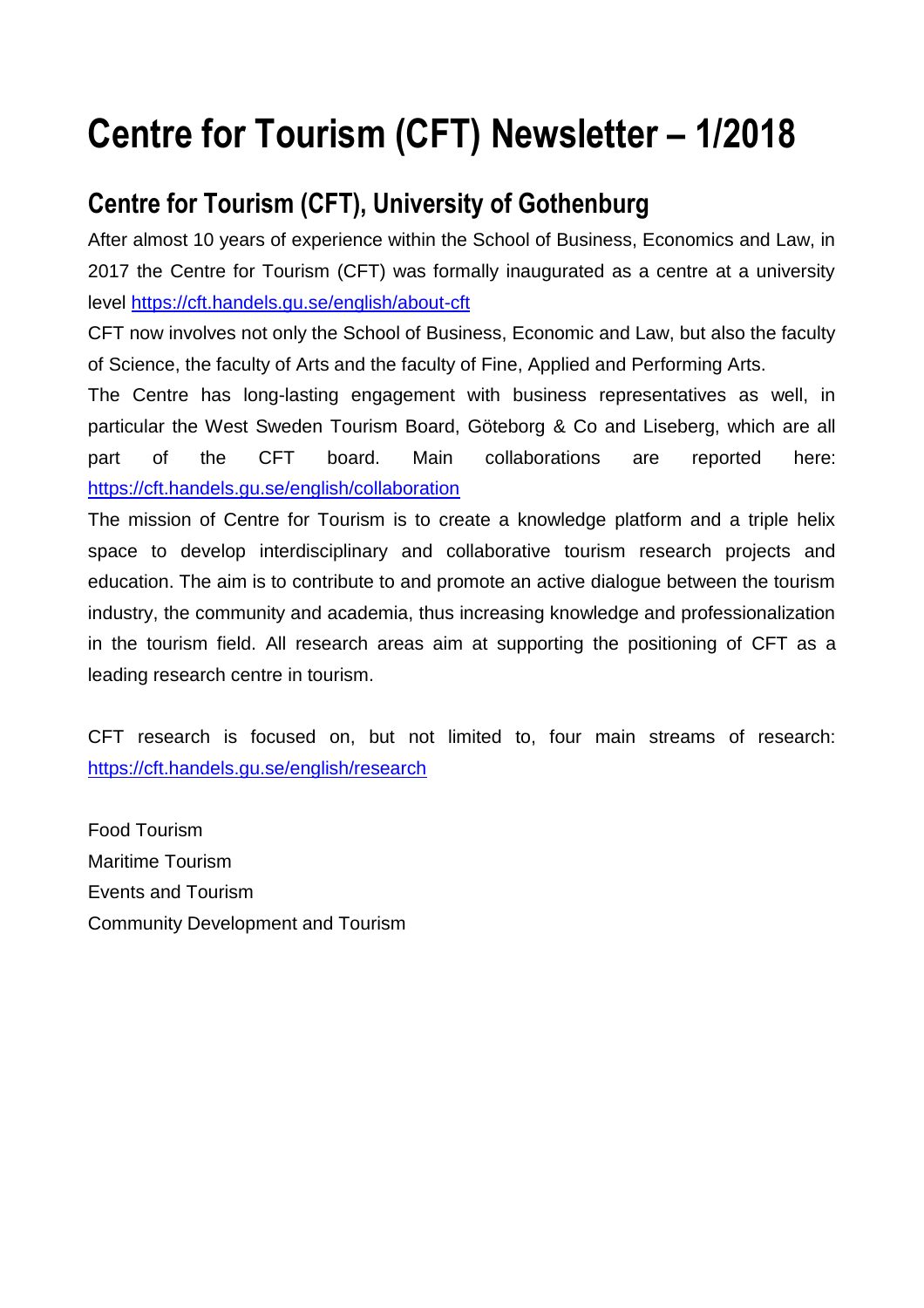# Centre for Tourism (CFT) Newsletter – 1/2018

## Centre for Tourism (CFT), University of Gothenburg

After almost 10 years of experience within the School of Business, Economics and Law, in 2017 the Centre for Tourism (CFT) was formally inaugurated as a centre at a university level https://cft.handels.gu.se/english/about-cft

CFT now involves not only the School of Business, Economic and Law, but also the faculty of Science, the faculty of Arts and the faculty of Fine, Applied and Performing Arts.

The Centre has long-lasting engagement with business representatives as well, in particular the West Sweden Tourism Board, Göteborg & Co and Liseberg, which are all part of the CFT board. Main collaborations are reported here: https://cft.handels.gu.se/english/collaboration

The mission of Centre for Tourism is to create a knowledge platform and a triple helix space to develop interdisciplinary and collaborative tourism research projects and education. The aim is to contribute to and promote an active dialogue between the tourism industry, the community and academia, thus increasing knowledge and professionalization in the tourism field. All research areas aim at supporting the positioning of CFT as a leading research centre in tourism.

CFT research is focused on, but not limited to, four main streams of research: https://cft.handels.gu.se/english/research

Food Tourism
Maritime Tourism
Events and Tourism
Community Development and Tourism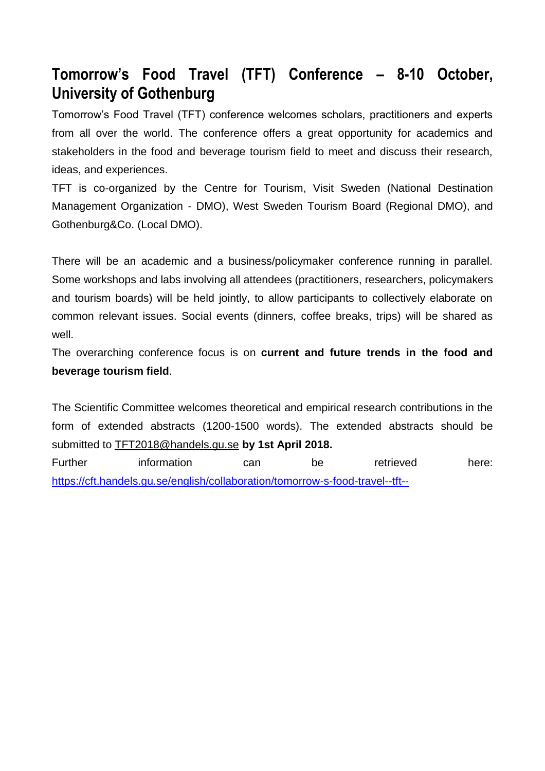## Tomorrow's Food Travel (TFT) Conference – 8-10 October, University of Gothenburg

Tomorrow's Food Travel (TFT) conference welcomes scholars, practitioners and experts from all over the world. The conference offers a great opportunity for academics and stakeholders in the food and beverage tourism field to meet and discuss their research, ideas, and experiences.

TFT is co-organized by the Centre for Tourism, Visit Sweden (National Destination Management Organization - DMO), West Sweden Tourism Board (Regional DMO), and Gothenburg&Co. (Local DMO).

There will be an academic and a business/policymaker conference running in parallel. Some workshops and labs involving all attendees (practitioners, researchers, policymakers and tourism boards) will be held jointly, to allow participants to collectively elaborate on common relevant issues. Social events (dinners, coffee breaks, trips) will be shared as well.

The overarching conference focus is on **current and future trends in the food and beverage tourism field**.

The Scientific Committee welcomes theoretical and empirical research contributions in the form of extended abstracts (1200-1500 words). The extended abstracts should be submitted to TFT2018@handels.gu.se **by 1st April 2018.**

Further information can be retrieved here: https://cft.handels.gu.se/english/collaboration/tomorrow-s-food-travel--tft--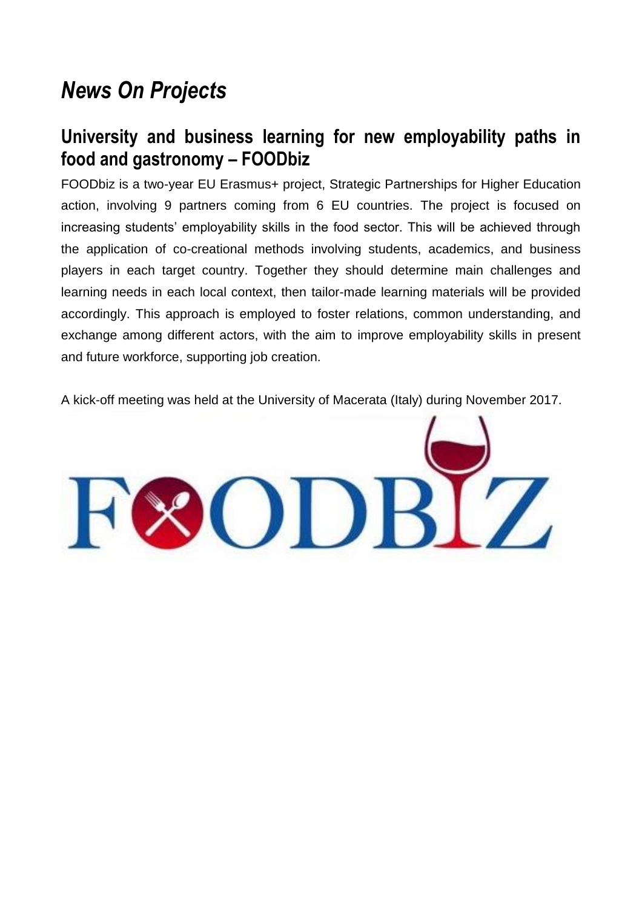# *News On Projects*

## University and business learning for new employability paths in food and gastronomy – FOODbiz

FOODbiz is a two-year EU Erasmus+ project, Strategic Partnerships for Higher Education action, involving 9 partners coming from 6 EU countries. The project is focused on increasing students' employability skills in the food sector. This will be achieved through the application of co-creational methods involving students, academics, and business players in each target country. Together they should determine main challenges and learning needs in each local context, then tailor-made learning materials will be provided accordingly. This approach is employed to foster relations, common understanding, and exchange among different actors, with the aim to improve employability skills in present and future workforce, supporting job creation.

A kick-off meeting was held at the University of Macerata (Italy) during November 2017.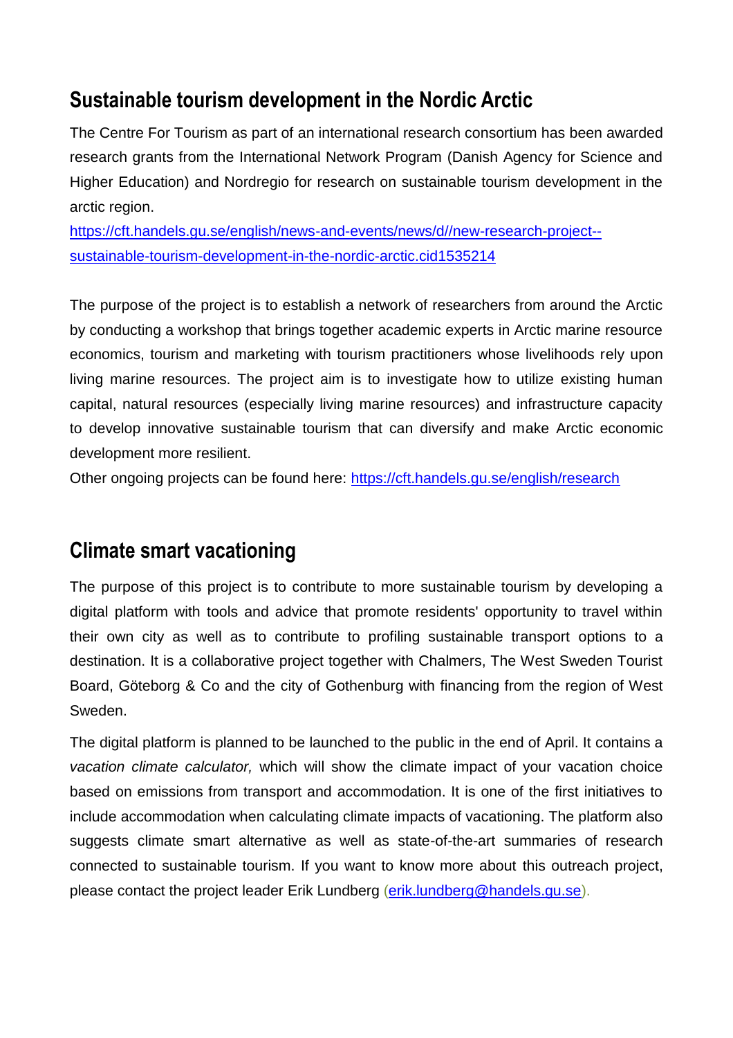## Sustainable tourism development in the Nordic Arctic

The Centre For Tourism as part of an international research consortium has been awarded research grants from the International Network Program (Danish Agency for Science and Higher Education) and Nordregio for research on sustainable tourism development in the arctic region.

https://cft.handels.gu.se/english/news-and-events/news/d//new-research-project--sustainable-tourism-development-in-the-nordic-arctic.cid1535214

The purpose of the project is to establish a network of researchers from around the Arctic by conducting a workshop that brings together academic experts in Arctic marine resource economics, tourism and marketing with tourism practitioners whose livelihoods rely upon living marine resources. The project aim is to investigate how to utilize existing human capital, natural resources (especially living marine resources) and infrastructure capacity to develop innovative sustainable tourism that can diversify and make Arctic economic development more resilient.

Other ongoing projects can be found here: https://cft.handels.gu.se/english/research

## Climate smart vacationing

The purpose of this project is to contribute to more sustainable tourism by developing a digital platform with tools and advice that promote residents' opportunity to travel within their own city as well as to contribute to profiling sustainable transport options to a destination. It is a collaborative project together with Chalmers, The West Sweden Tourist Board, Göteborg & Co and the city of Gothenburg with financing from the region of West Sweden.

The digital platform is planned to be launched to the public in the end of April. It contains a *vacation climate calculator,* which will show the climate impact of your vacation choice based on emissions from transport and accommodation. It is one of the first initiatives to include accommodation when calculating climate impacts of vacationing. The platform also suggests climate smart alternative as well as state-of-the-art summaries of research connected to sustainable tourism. If you want to know more about this outreach project, please contact the project leader Erik Lundberg (erik.lundberg@handels.gu.se).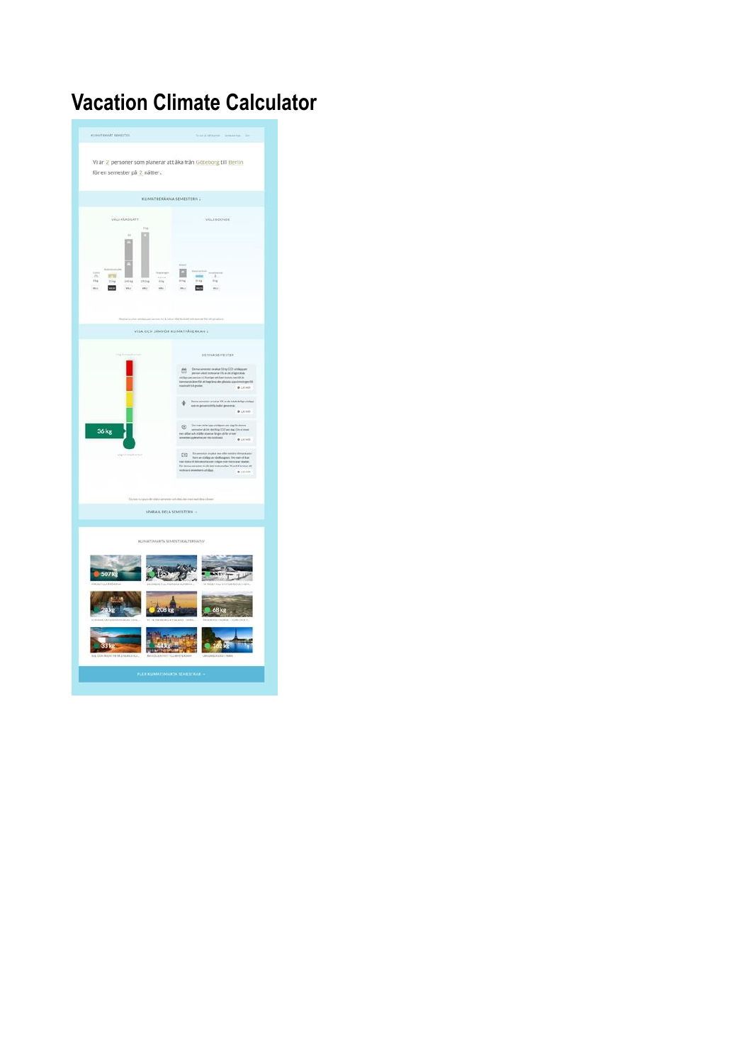# Vacation Climate Calculator

Vi är 2 personer som planerar att åka från Göteborg till Berlin för en semester på 2 nätter.

KLIMATBERÄKNA SEMESTERN ↓

VÄLJ FÄRDSÄTT

VÄLJ BOENDE

VISA OCH JÄMFÖR KLIMATPÅVERKAN ↓

36 kg

DENNA SEMESTER

SPARA & DELA SEMESTERN →

KLIMATSMARTA SEMESTERALTERNATIV

507 kg

20 kg

208 kg

68 kg

33 kg

FLER KLIMATSMARTA SEMESTRAR →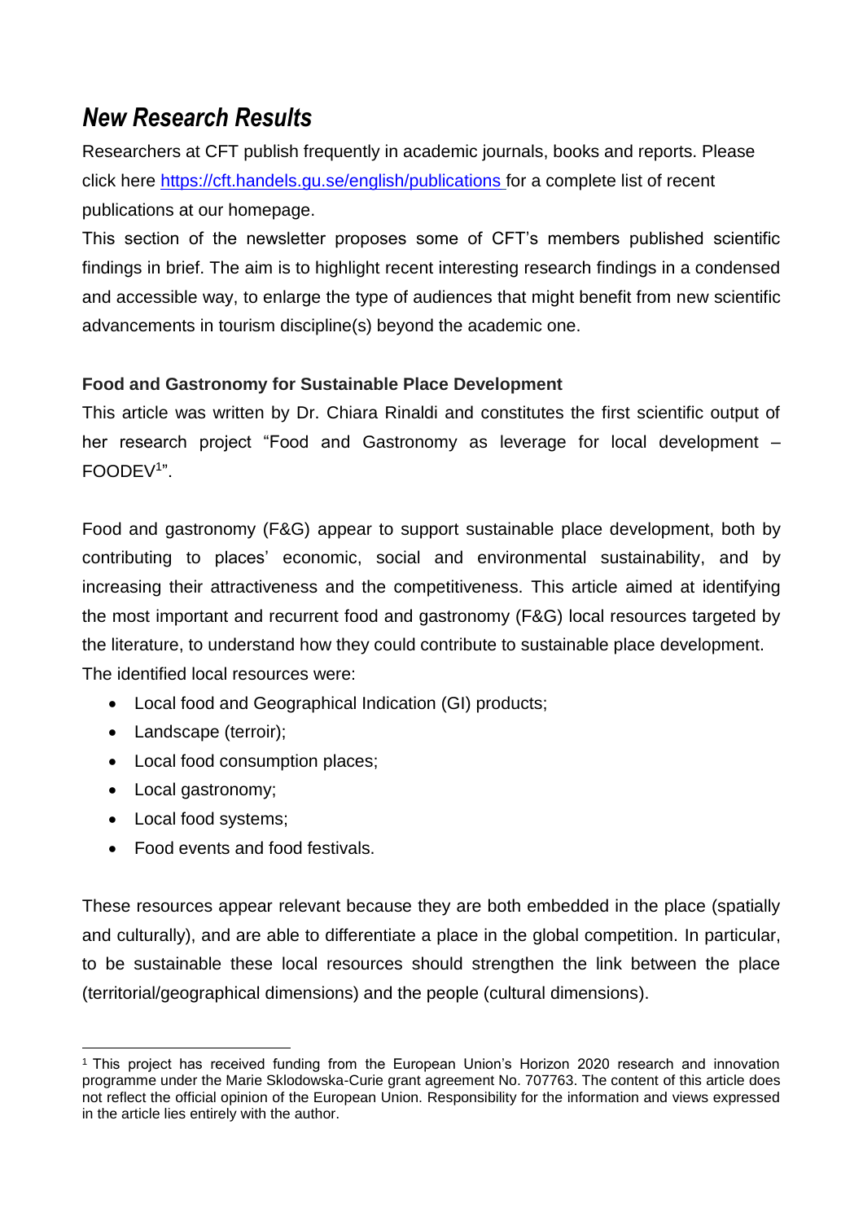## *New Research Results*

Researchers at CFT publish frequently in academic journals, books and reports. Please click here https://cft.handels.gu.se/english/publications for a complete list of recent publications at our homepage.

This section of the newsletter proposes some of CFT's members published scientific findings in brief. The aim is to highlight recent interesting research findings in a condensed and accessible way, to enlarge the type of audiences that might benefit from new scientific advancements in tourism discipline(s) beyond the academic one.

**Food and Gastronomy for Sustainable Place Development**

This article was written by Dr. Chiara Rinaldi and constitutes the first scientific output of her research project "Food and Gastronomy as leverage for local development – FOODEV[1]".

Food and gastronomy (F&G) appear to support sustainable place development, both by contributing to places' economic, social and environmental sustainability, and by increasing their attractiveness and the competitiveness. This article aimed at identifying the most important and recurrent food and gastronomy (F&G) local resources targeted by the literature, to understand how they could contribute to sustainable place development. The identified local resources were:

- Local food and Geographical Indication (GI) products;
- Landscape (terroir);
- Local food consumption places;
- Local gastronomy;
- Local food systems;
- Food events and food festivals.

These resources appear relevant because they are both embedded in the place (spatially and culturally), and are able to differentiate a place in the global competition. In particular, to be sustainable these local resources should strengthen the link between the place (territorial/geographical dimensions) and the people (cultural dimensions).

[1] This project has received funding from the European Union's Horizon 2020 research and innovation programme under the Marie Sklodowska-Curie grant agreement No. 707763. The content of this article does not reflect the official opinion of the European Union. Responsibility for the information and views expressed in the article lies entirely with the author.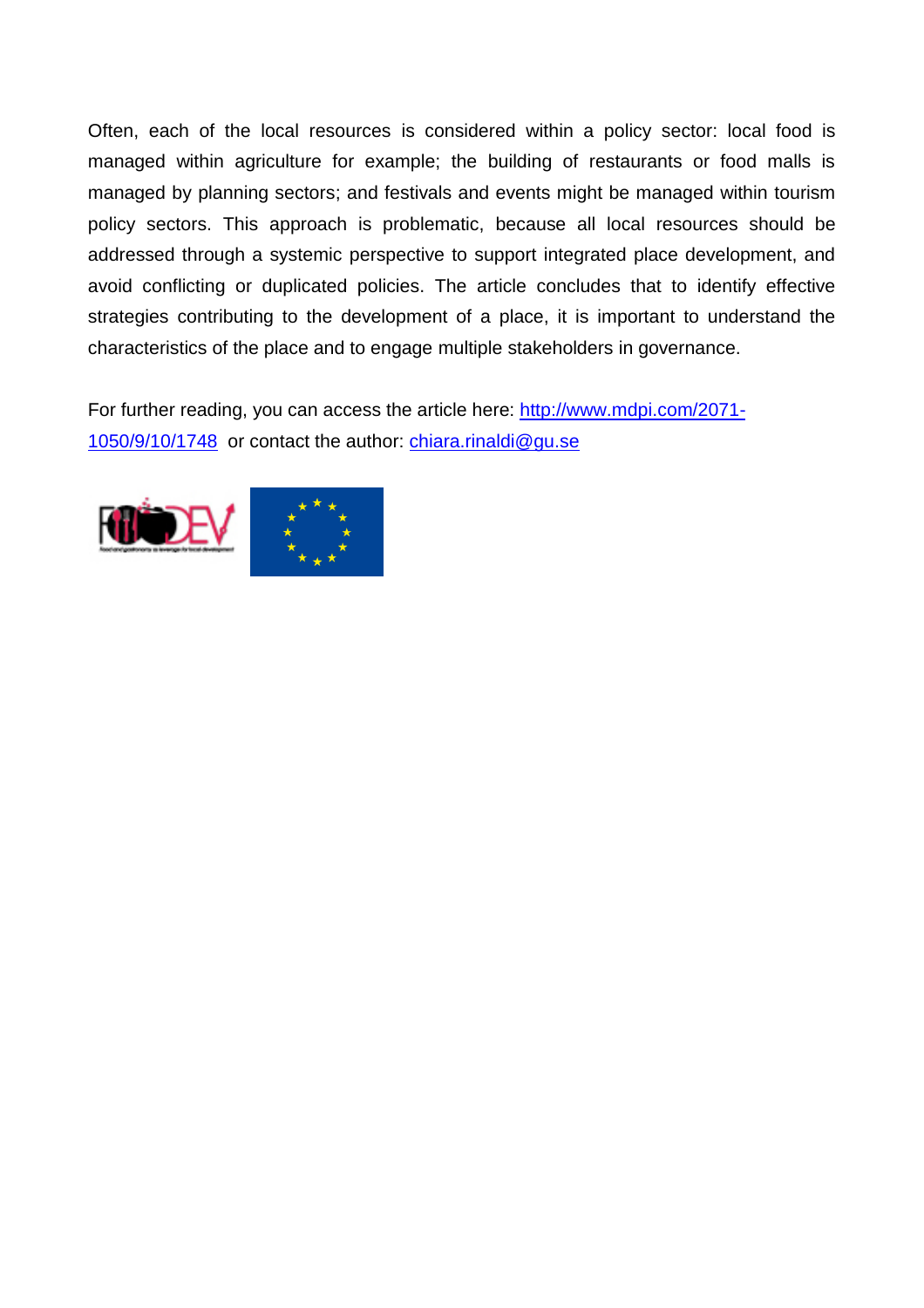Often, each of the local resources is considered within a policy sector: local food is managed within agriculture for example; the building of restaurants or food malls is managed by planning sectors; and festivals and events might be managed within tourism policy sectors. This approach is problematic, because all local resources should be addressed through a systemic perspective to support integrated place development, and avoid conflicting or duplicated policies. The article concludes that to identify effective strategies contributing to the development of a place, it is important to understand the characteristics of the place and to engage multiple stakeholders in governance.

For further reading, you can access the article here: [http://www.mdpi.com/2071-1050/9/10/1748](http://www.mdpi.com/2071-1050/9/10/1748) or contact the author: [chiara.rinaldi@gu.se](mailto:chiara.rinaldi@gu.se)